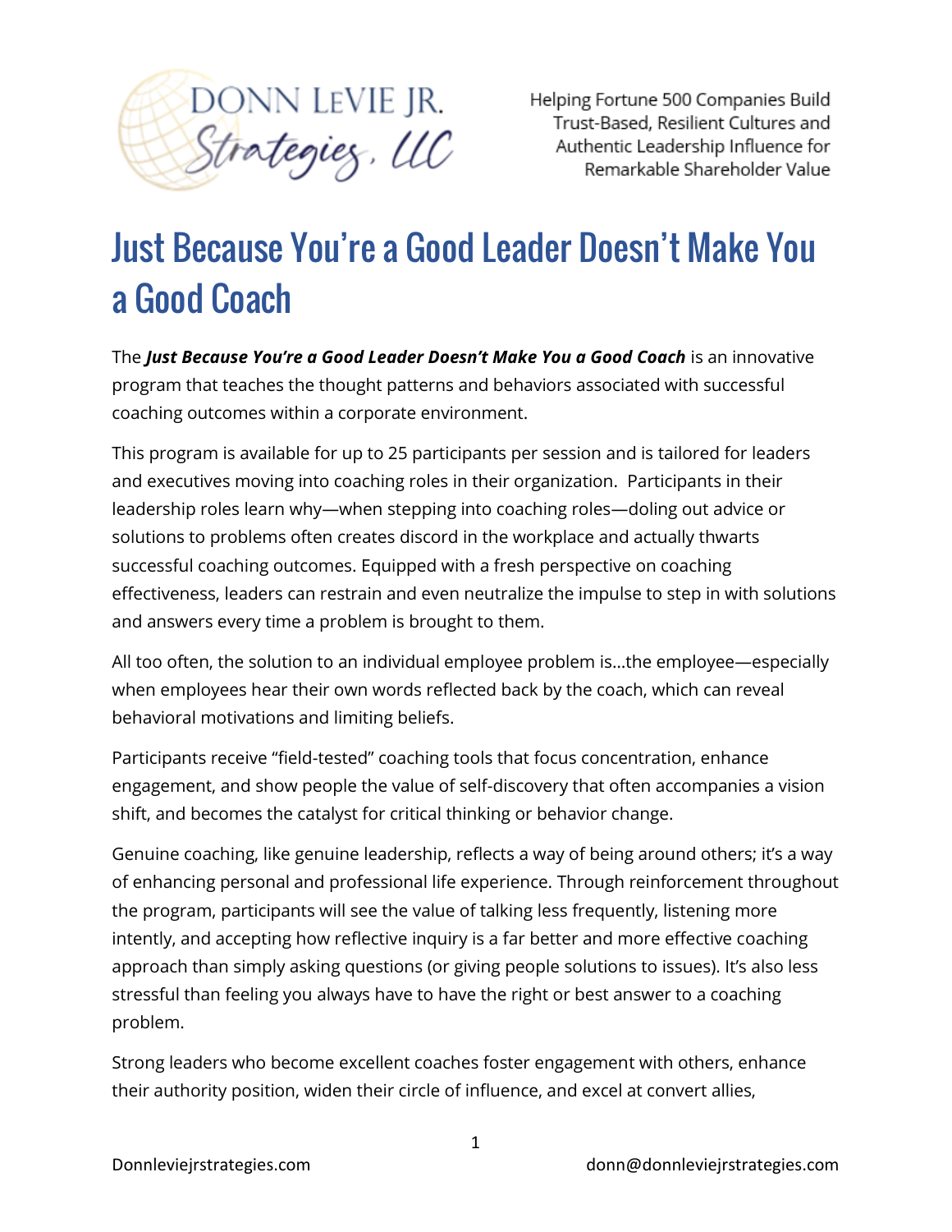DONN LEVIE JR. Strategies, LLC

Helping Fortune 500 Companies Build Trust-Based, Resilient Cultures and Authentic Leadership Influence for Remarkable Shareholder Value

# Just Because You're a Good Leader Doesn't Make You a Good Coach

The ***Just Because You're a Good Leader Doesn't Make You a Good Coach*** is an innovative program that teaches the thought patterns and behaviors associated with successful coaching outcomes within a corporate environment.

This program is available for up to 25 participants per session and is tailored for leaders and executives moving into coaching roles in their organization. Participants in their leadership roles learn why—when stepping into coaching roles—doling out advice or solutions to problems often creates discord in the workplace and actually thwarts successful coaching outcomes. Equipped with a fresh perspective on coaching effectiveness, leaders can restrain and even neutralize the impulse to step in with solutions and answers every time a problem is brought to them.

All too often, the solution to an individual employee problem is…the employee—especially when employees hear their own words reflected back by the coach, which can reveal behavioral motivations and limiting beliefs.

Participants receive "field-tested" coaching tools that focus concentration, enhance engagement, and show people the value of self-discovery that often accompanies a vision shift, and becomes the catalyst for critical thinking or behavior change.

Genuine coaching, like genuine leadership, reflects a way of being around others; it's a way of enhancing personal and professional life experience. Through reinforcement throughout the program, participants will see the value of talking less frequently, listening more intently, and accepting how reflective inquiry is a far better and more effective coaching approach than simply asking questions (or giving people solutions to issues). It's also less stressful than feeling you always have to have the right or best answer to a coaching problem.

Strong leaders who become excellent coaches foster engagement with others, enhance their authority position, widen their circle of influence, and excel at convert allies,

Donnleviejrstrategies.com donn@donnleviejrstrategies.com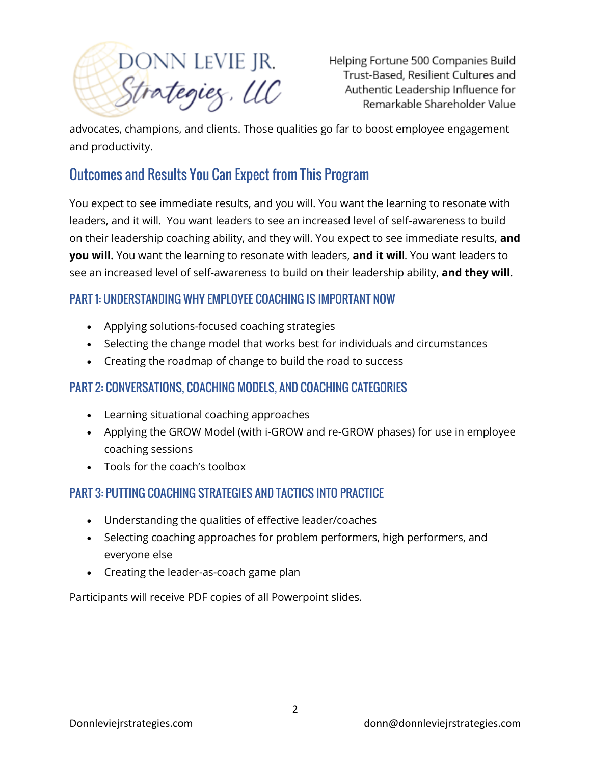advocates, champions, and clients. Those qualities go far to boost employee engagement and productivity.

## Outcomes and Results You Can Expect from This Program

You expect to see immediate results, and you will. You want the learning to resonate with leaders, and it will. You want leaders to see an increased level of self-awareness to build on their leadership coaching ability, and they will. You expect to see immediate results, **and you will.** You want the learning to resonate with leaders, **and it wil**l. You want leaders to see an increased level of self-awareness to build on their leadership ability, **and they will**.

### PART 1: UNDERSTANDING WHY EMPLOYEE COACHING IS IMPORTANT NOW

- Applying solutions-focused coaching strategies
- Selecting the change model that works best for individuals and circumstances
- Creating the roadmap of change to build the road to success

### PART 2: CONVERSATIONS, COACHING MODELS, AND COACHING CATEGORIES

- Learning situational coaching approaches
- Applying the GROW Model (with i-GROW and re-GROW phases) for use in employee coaching sessions
- Tools for the coach's toolbox

### PART 3: PUTTING COACHING STRATEGIES AND TACTICS INTO PRACTICE

- Understanding the qualities of effective leader/coaches
- Selecting coaching approaches for problem performers, high performers, and everyone else
- Creating the leader-as-coach game plan

Participants will receive PDF copies of all Powerpoint slides.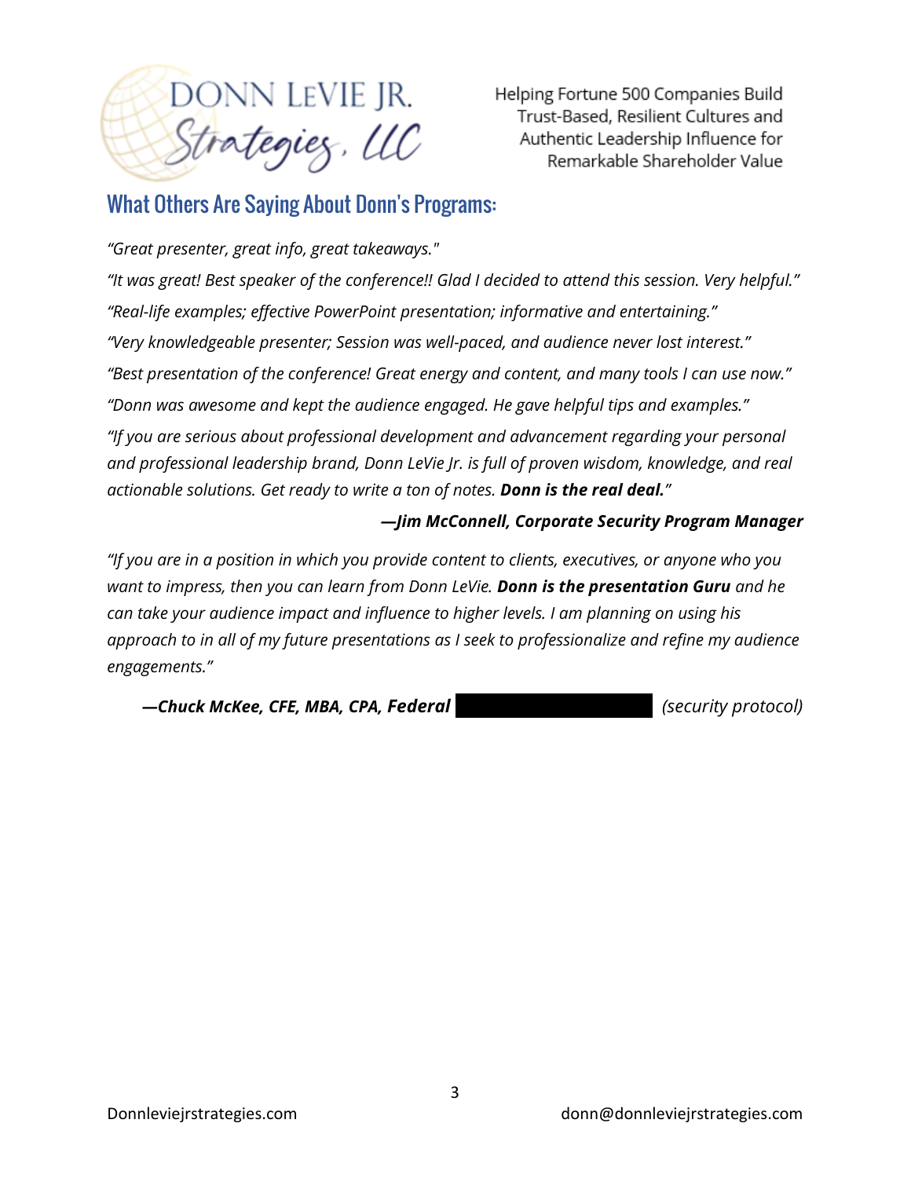DONN LEVIE JR. Strategies, LLC

Helping Fortune 500 Companies Build Trust-Based, Resilient Cultures and Authentic Leadership Influence for Remarkable Shareholder Value

## What Others Are Saying About Donn's Programs:

*"Great presenter, great info, great takeaways."*

*"It was great! Best speaker of the conference!! Glad I decided to attend this session. Very helpful."*

*"Real-life examples; effective PowerPoint presentation; informative and entertaining."*

*"Very knowledgeable presenter; Session was well-paced, and audience never lost interest."*

*"Best presentation of the conference! Great energy and content, and many tools I can use now."*

*"Donn was awesome and kept the audience engaged. He gave helpful tips and examples."*

*"If you are serious about professional development and advancement regarding your personal and professional leadership brand, Donn LeVie Jr. is full of proven wisdom, knowledge, and real actionable solutions. Get ready to write a ton of notes.* ***Donn is the real deal.****"*

***—Jim McConnell, Corporate Security Program Manager***

*"If you are in a position in which you provide content to clients, executives, or anyone who you want to impress, then you can learn from Donn LeVie.* ***Donn is the presentation Guru*** *and he can take your audience impact and influence to higher levels. I am planning on using his approach to in all of my future presentations as I seek to professionalize and refine my audience engagements."*

***—Chuck McKee, CFE, MBA, CPA, Federal*** [redacted] *(security protocol)*

Donnleviejrstrategies.com

donn@donnleviejrstrategies.com